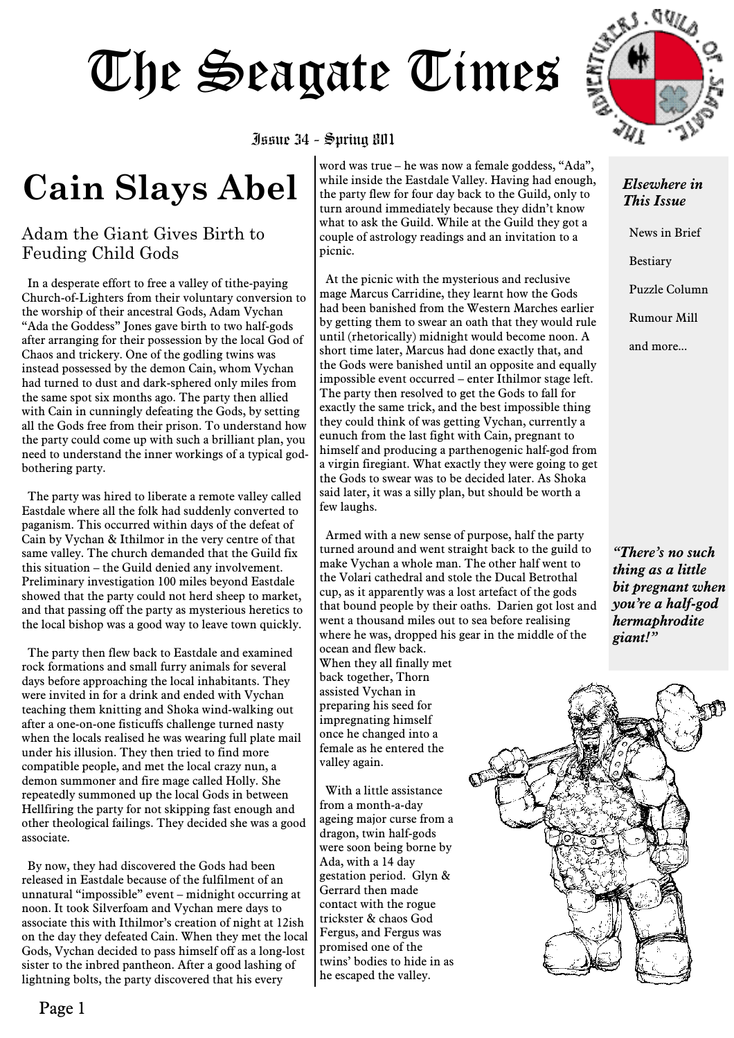# The Seagate Times

Issue 34 - Spring 801

# Cain Slays Abel

## Adam the Giant Gives Birth to Feuding Child Gods

In a desperate effort to free a valley of tithe-paying Church-of-Lighters from their voluntary conversion to the worship of their ancestral Gods, Adam Vychan "Ada the Goddess" Jones gave birth to two half-gods after arranging for their possession by the local God of Chaos and trickery. One of the godling twins was instead possessed by the demon Cain, whom Vychan had turned to dust and dark-sphered only miles from the same spot six months ago. The party then allied with Cain in cunningly defeating the Gods, by setting all the Gods free from their prison. To understand how the party could come up with such a brilliant plan, you need to understand the inner workings of a typical god-bothering party.

The party was hired to liberate a remote valley called Eastdale where all the folk had suddenly converted to paganism. This occurred within days of the defeat of Cain by Vychan & Ithilmor in the very centre of that same valley. The church demanded that the Guild fix this situation – the Guild denied any involvement. Preliminary investigation 100 miles beyond Eastdale showed that the party could not herd sheep to market, and that passing off the party as mysterious heretics to the local bishop was a good way to leave town quickly.

The party then flew back to Eastdale and examined rock formations and small furry animals for several days before approaching the local inhabitants. They were invited in for a drink and ended with Vychan teaching them knitting and Shoka wind-walking out after a one-on-one fisticuffs challenge turned nasty when the locals realised he was wearing full plate mail under his illusion. They then tried to find more compatible people, and met the local crazy nun, a demon summoner and fire mage called Holly. She repeatedly summoned up the local Gods in between Hellfiring the party for not skipping fast enough and other theological failings. They decided she was a good associate.

By now, they had discovered the Gods had been released in Eastdale because of the fulfilment of an unnatural "impossible" event – midnight occurring at noon. It took Silverfoam and Vychan mere days to associate this with Ithilmor's creation of night at 12ish on the day they defeated Cain. When they met the local Gods, Vychan decided to pass himself off as a long-lost sister to the inbred pantheon. After a good lashing of lightning bolts, the party discovered that his every word was true – he was now a female goddess, "Ada", while inside the Eastdale Valley. Having had enough, the party flew for four day back to the Guild, only to turn around immediately because they didn't know what to ask the Guild. While at the Guild they got a couple of astrology readings and an invitation to a picnic.

At the picnic with the mysterious and reclusive mage Marcus Carridine, they learnt how the Gods had been banished from the Western Marches earlier by getting them to swear an oath that they would rule until (rhetorically) midnight would become noon. A short time later, Marcus had done exactly that, and the Gods were banished until an opposite and equally impossible event occurred – enter Ithilmor stage left. The party then resolved to get the Gods to fall for exactly the same trick, and the best impossible thing they could think of was getting Vychan, currently a eunuch from the last fight with Cain, pregnant to himself and producing a parthenogenic half-god from a virgin firegiant. What exactly they were going to get the Gods to swear was to be decided later. As Shoka said later, it was a silly plan, but should be worth a few laughs.

Armed with a new sense of purpose, half the party turned around and went straight back to the guild to make Vychan a whole man. The other half went to the Volari cathedral and stole the Ducal Betrothal cup, as it apparently was a lost artefact of the gods that bound people by their oaths. Darien got lost and went a thousand miles out to sea before realising where he was, dropped his gear in the middle of the ocean and flew back. When they all finally met back together, Thorn assisted Vychan in preparing his seed for impregnating himself once he changed into a female as he entered the valley again.

With a little assistance from a month-a-day ageing major curse from a dragon, twin half-gods were soon being borne by Ada, with a 14 day gestation period. Glyn & Gerrard then made contact with the rogue trickster & chaos God Fergus, and Fergus was promised one of the twins' bodies to hide in as he escaped the valley.

***Elsewhere in This Issue***

- News in Brief
- Bestiary
- Puzzle Column
- Rumour Mill
- and more...

***"There's no such thing as a little bit pregnant when you're a half-god hermaphrodite giant!"***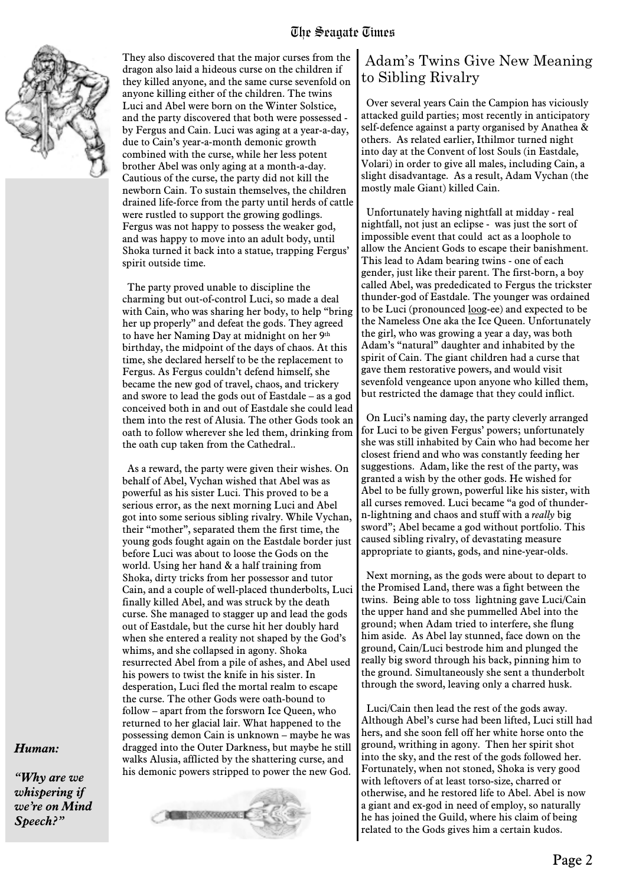They also discovered that the major curses from the dragon also laid a hideous curse on the children if they killed anyone, and the same curse sevenfold on anyone killing either of the children. The twins Luci and Abel were born on the Winter Solstice, and the party discovered that both were possessed - by Fergus and Cain. Luci was aging at a year-a-day, due to Cain's year-a-month demonic growth combined with the curse, while her less potent brother Abel was only aging at a month-a-day. Cautious of the curse, the party did not kill the newborn Cain. To sustain themselves, the children drained life-force from the party until herds of cattle were rustled to support the growing godlings. Fergus was not happy to possess the weaker god, and was happy to move into an adult body, until Shoka turned it back into a statue, trapping Fergus' spirit outside time.

The party proved unable to discipline the charming but out-of-control Luci, so made a deal with Cain, who was sharing her body, to help "bring her up properly" and defeat the gods. They agreed to have her Naming Day at midnight on her 9th birthday, the midpoint of the days of chaos. At this time, she declared herself to be the replacement to Fergus. As Fergus couldn't defend himself, she became the new god of travel, chaos, and trickery and swore to lead the gods out of Eastdale – as a god conceived both in and out of Eastdale she could lead them into the rest of Alusia. The other Gods took an oath to follow wherever she led them, drinking from the oath cup taken from the Cathedral..

As a reward, the party were given their wishes. On behalf of Abel, Vychan wished that Abel was as powerful as his sister Luci. This proved to be a serious error, as the next morning Luci and Abel got into some serious sibling rivalry. While Vychan, their "mother", separated them the first time, the young gods fought again on the Eastdale border just before Luci was about to loose the Gods on the world. Using her hand & a half training from Shoka, dirty tricks from her possessor and tutor Cain, and a couple of well-placed thunderbolts, Luci finally killed Abel, and was struck by the death curse. She managed to stagger up and lead the gods out of Eastdale, but the curse hit her doubly hard when she entered a reality not shaped by the God's whims, and she collapsed in agony. Shoka resurrected Abel from a pile of ashes, and Abel used his powers to twist the knife in his sister. In desperation, Luci fled the mortal realm to escape the curse. The other Gods were oath-bound to follow – apart from the forsworn Ice Queen, who returned to her glacial lair. What happened to the possessing demon Cain is unknown – maybe he was dragged into the Outer Darkness, but maybe he still walks Alusia, afflicted by the shattering curse, and his demonic powers stripped to power the new God.

## Adam's Twins Give New Meaning to Sibling Rivalry

Over several years Cain the Campion has viciously attacked guild parties; most recently in anticipatory self-defence against a party organised by Anathea & others. As related earlier, Ithilmor turned night into day at the Convent of lost Souls (in Eastdale, Volari) in order to give all males, including Cain, a slight disadvantage. As a result, Adam Vychan (the mostly male Giant) killed Cain.

Unfortunately having nightfall at midday - real nightfall, not just an eclipse - was just the sort of impossible event that could act as a loophole to allow the Ancient Gods to escape their banishment. This lead to Adam bearing twins - one of each gender, just like their parent. The first-born, a boy called Abel, was prededicated to Fergus the trickster thunder-god of Eastdale. The younger was ordained to be Luci (pronounced loog-ee) and expected to be the Nameless One aka the Ice Queen. Unfortunately the girl, who was growing a year a day, was both Adam's "natural" daughter and inhabited by the spirit of Cain. The giant children had a curse that gave them restorative powers, and would visit sevenfold vengeance upon anyone who killed them, but restricted the damage that they could inflict.

On Luci's naming day, the party cleverly arranged for Luci to be given Fergus' powers; unfortunately she was still inhabited by Cain who had become her closest friend and who was constantly feeding her suggestions. Adam, like the rest of the party, was granted a wish by the other gods. He wished for Abel to be fully grown, powerful like his sister, with all curses removed. Luci became "a god of thunder-n-lightning and chaos and stuff with a *really* big sword"; Abel became a god without portfolio. This caused sibling rivalry, of devastating measure appropriate to giants, gods, and nine-year-olds.

Next morning, as the gods were about to depart to the Promised Land, there was a fight between the twins. Being able to toss lightning gave Luci/Cain the upper hand and she pummelled Abel into the ground; when Adam tried to interfere, she flung him aside. As Abel lay stunned, face down on the ground, Cain/Luci bestrode him and plunged the really big sword through his back, pinning him to the ground. Simultaneously she sent a thunderbolt through the sword, leaving only a charred husk.

Luci/Cain then lead the rest of the gods away. Although Abel's curse had been lifted, Luci still had hers, and she soon fell off her white horse onto the ground, writhing in agony. Then her spirit shot into the sky, and the rest of the gods followed her. Fortunately, when not stoned, Shoka is very good with leftovers of at least torso-size, charred or otherwise, and he restored life to Abel. Abel is now a giant and ex-god in need of employ, so naturally he has joined the Guild, where his claim of being related to the Gods gives him a certain kudos.

***Human:***

***"Why are we whispering if we're on Mind Speech?"***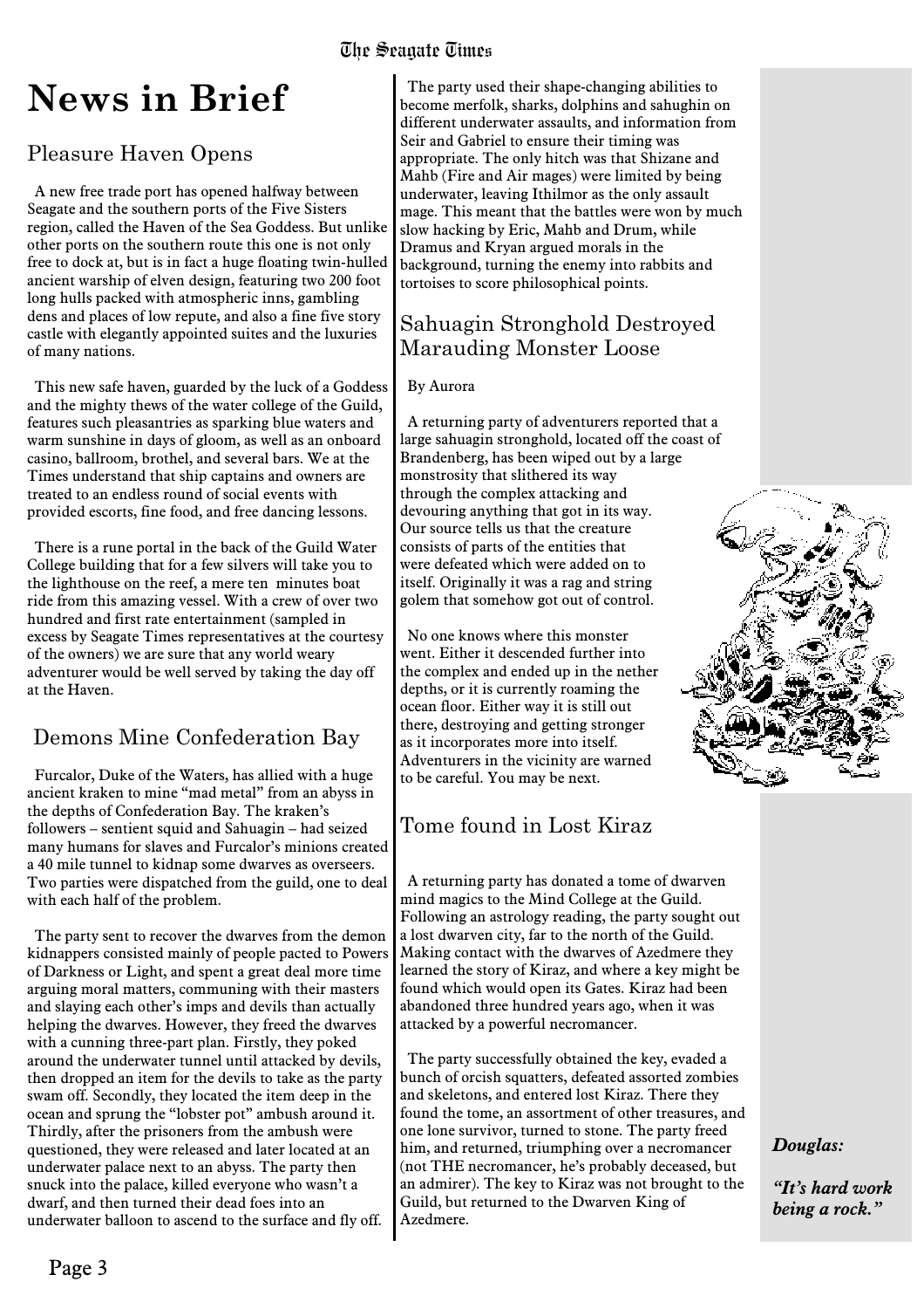# News in Brief

## Pleasure Haven Opens

A new free trade port has opened halfway between Seagate and the southern ports of the Five Sisters region, called the Haven of the Sea Goddess. But unlike other ports on the southern route this one is not only free to dock at, but is in fact a huge floating twin-hulled ancient warship of elven design, featuring two 200 foot long hulls packed with atmospheric inns, gambling dens and places of low repute, and also a fine five story castle with elegantly appointed suites and the luxuries of many nations.

This new safe haven, guarded by the luck of a Goddess and the mighty thews of the water college of the Guild, features such pleasantries as sparking blue waters and warm sunshine in days of gloom, as well as an onboard casino, ballroom, brothel, and several bars. We at the Times understand that ship captains and owners are treated to an endless round of social events with provided escorts, fine food, and free dancing lessons.

There is a rune portal in the back of the Guild Water College building that for a few silvers will take you to the lighthouse on the reef, a mere ten minutes boat ride from this amazing vessel. With a crew of over two hundred and first rate entertainment (sampled in excess by Seagate Times representatives at the courtesy of the owners) we are sure that any world weary adventurer would be well served by taking the day off at the Haven.

## Demons Mine Confederation Bay

Furcalor, Duke of the Waters, has allied with a huge ancient kraken to mine "mad metal" from an abyss in the depths of Confederation Bay. The kraken's followers – sentient squid and Sahuagin – had seized many humans for slaves and Furcalor's minions created a 40 mile tunnel to kidnap some dwarves as overseers. Two parties were dispatched from the guild, one to deal with each half of the problem.

The party sent to recover the dwarves from the demon kidnappers consisted mainly of people pacted to Powers of Darkness or Light, and spent a great deal more time arguing moral matters, communing with their masters and slaying each other's imps and devils than actually helping the dwarves. However, they freed the dwarves with a cunning three-part plan. Firstly, they poked around the underwater tunnel until attacked by devils, then dropped an item for the devils to take as the party swam off. Secondly, they located the item deep in the ocean and sprung the "lobster pot" ambush around it. Thirdly, after the prisoners from the ambush were questioned, they were released and later located at an underwater palace next to an abyss. The party then snuck into the palace, killed everyone who wasn't a dwarf, and then turned their dead foes into an underwater balloon to ascend to the surface and fly off.

The party used their shape-changing abilities to become merfolk, sharks, dolphins and sahughin on different underwater assaults, and information from Seir and Gabriel to ensure their timing was appropriate. The only hitch was that Shizane and Mahb (Fire and Air mages) were limited by being underwater, leaving Ithilmor as the only assault mage. This meant that the battles were won by much slow hacking by Eric, Mahb and Drum, while Dramus and Kryan argued morals in the background, turning the enemy into rabbits and tortoises to score philosophical points.

## Sahuagin Stronghold Destroyed Marauding Monster Loose

By Aurora

A returning party of adventurers reported that a large sahuagin stronghold, located off the coast of Brandenberg, has been wiped out by a large monstrosity that slithered its way through the complex attacking and devouring anything that got in its way. Our source tells us that the creature consists of parts of the entities that were defeated which were added on to itself. Originally it was a rag and string golem that somehow got out of control.

No one knows where this monster went. Either it descended further into the complex and ended up in the nether depths, or it is currently roaming the ocean floor. Either way it is still out there, destroying and getting stronger as it incorporates more into itself. Adventurers in the vicinity are warned to be careful. You may be next.

## Tome found in Lost Kiraz

A returning party has donated a tome of dwarven mind magics to the Mind College at the Guild. Following an astrology reading, the party sought out a lost dwarven city, far to the north of the Guild. Making contact with the dwarves of Azedmere they learned the story of Kiraz, and where a key might be found which would open its Gates. Kiraz had been abandoned three hundred years ago, when it was attacked by a powerful necromancer.

The party successfully obtained the key, evaded a bunch of orcish squatters, defeated assorted zombies and skeletons, and entered lost Kiraz. There they found the tome, an assortment of other treasures, and one lone survivor, turned to stone. The party freed him, and returned, triumphing over a necromancer (not THE necromancer, he's probably deceased, but an admirer). The key to Kiraz was not brought to the Guild, but returned to the Dwarven King of Azedmere.

***Douglas:***

***"It's hard work being a rock."***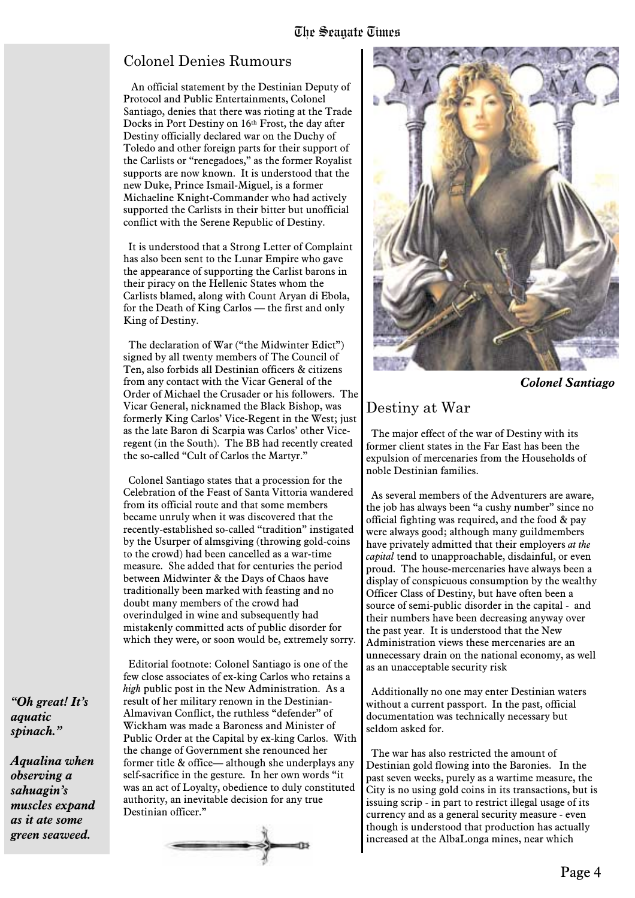## Colonel Denies Rumours

An official statement by the Destinian Deputy of Protocol and Public Entertainments, Colonel Santiago, denies that there was rioting at the Trade Docks in Port Destiny on 16th Frost, the day after Destiny officially declared war on the Duchy of Toledo and other foreign parts for their support of the Carlists or "renegadoes," as the former Royalist supports are now known. It is understood that the new Duke, Prince Ismail-Miguel, is a former Michaeline Knight-Commander who had actively supported the Carlists in their bitter but unofficial conflict with the Serene Republic of Destiny.

It is understood that a Strong Letter of Complaint has also been sent to the Lunar Empire who gave the appearance of supporting the Carlist barons in their piracy on the Hellenic States whom the Carlists blamed, along with Count Aryan di Ebola, for the Death of King Carlos — the first and only King of Destiny.

The declaration of War ("the Midwinter Edict") signed by all twenty members of The Council of Ten, also forbids all Destinian officers & citizens from any contact with the Vicar General of the Order of Michael the Crusader or his followers. The Vicar General, nicknamed the Black Bishop, was formerly King Carlos' Vice-Regent in the West; just as the late Baron di Scarpia was Carlos' other Vice-regent (in the South). The BB had recently created the so-called "Cult of Carlos the Martyr."

Colonel Santiago states that a procession for the Celebration of the Feast of Santa Vittoria wandered from its official route and that some members became unruly when it was discovered that the recently-established so-called "tradition" instigated by the Usurper of almsgiving (throwing gold-coins to the crowd) had been cancelled as a war-time measure. She added that for centuries the period between Midwinter & the Days of Chaos have traditionally been marked with feasting and no doubt many members of the crowd had overindulged in wine and subsequently had mistakenly committed acts of public disorder for which they were, or soon would be, extremely sorry.

Editorial footnote: Colonel Santiago is one of the few close associates of ex-king Carlos who retains a *high* public post in the New Administration. As a result of her military renown in the Destinian-Almavivan Conflict, the ruthless "defender" of Wickham was made a Baroness and Minister of Public Order at the Capital by ex-king Carlos. With the change of Government she renounced her former title & office— although she underplays any self-sacrifice in the gesture. In her own words "it was an act of Loyalty, obedience to duly constituted authority, an inevitable decision for any true Destinian officer."

***"Oh great! It's aquatic spinach."***

***Aqualina when observing a sahuagin's muscles expand as it ate some green seaweed.***

***Colonel Santiago***

## Destiny at War

The major effect of the war of Destiny with its former client states in the Far East has been the expulsion of mercenaries from the Households of noble Destinian families.

As several members of the Adventurers are aware, the job has always been "a cushy number" since no official fighting was required, and the food & pay were always good; although many guildmembers have privately admitted that their employers *at the capital* tend to unapproachable, disdainful, or even proud. The house-mercenaries have always been a display of conspicuous consumption by the wealthy Officer Class of Destiny, but have often been a source of semi-public disorder in the capital - and their numbers have been decreasing anyway over the past year. It is understood that the New Administration views these mercenaries are an unnecessary drain on the national economy, as well as an unacceptable security risk

Additionally no one may enter Destinian waters without a current passport. In the past, official documentation was technically necessary but seldom asked for.

The war has also restricted the amount of Destinian gold flowing into the Baronies. In the past seven weeks, purely as a wartime measure, the City is no using gold coins in its transactions, but is issuing scrip - in part to restrict illegal usage of its currency and as a general security measure - even though is understood that production has actually increased at the AlbaLonga mines, near which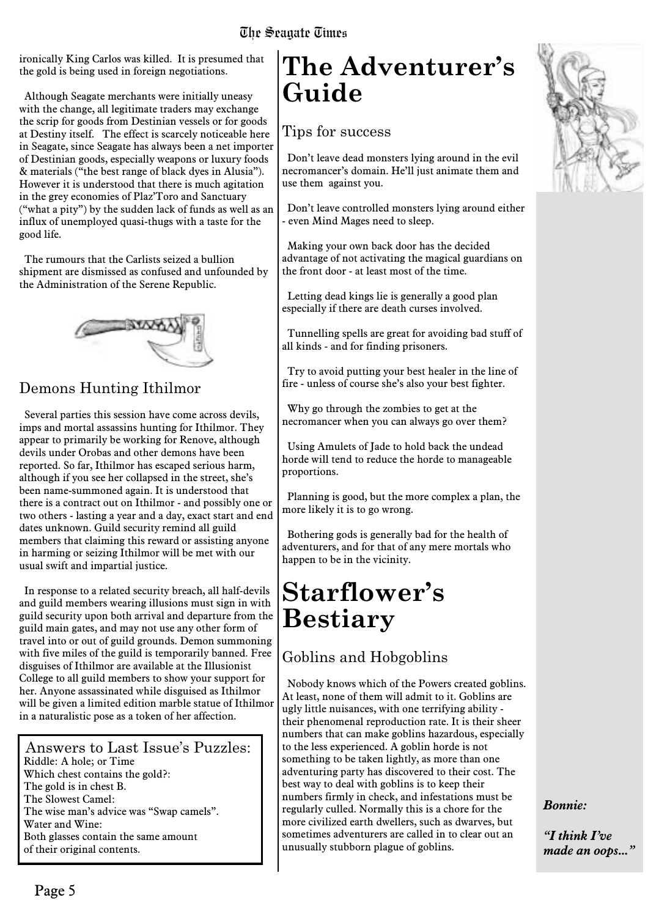ironically King Carlos was killed. It is presumed that the gold is being used in foreign negotiations.

Although Seagate merchants were initially uneasy with the change, all legitimate traders may exchange the scrip for goods from Destinian vessels or for goods at Destiny itself. The effect is scarcely noticeable here in Seagate, since Seagate has always been a net importer of Destinian goods, especially weapons or luxury foods & materials ("the best range of black dyes in Alusia"). However it is understood that there is much agitation in the grey economies of Plaz'Toro and Sanctuary ("what a pity") by the sudden lack of funds as well as an influx of unemployed quasi-thugs with a taste for the good life.

The rumours that the Carlists seized a bullion shipment are dismissed as confused and unfounded by the Administration of the Serene Republic.

## Demons Hunting Ithilmor

Several parties this session have come across devils, imps and mortal assassins hunting for Ithilmor. They appear to primarily be working for Renove, although devils under Orobas and other demons have been reported. So far, Ithilmor has escaped serious harm, although if you see her collapsed in the street, she's been name-summoned again. It is understood that there is a contract out on Ithilmor - and possibly one or two others - lasting a year and a day, exact start and end dates unknown. Guild security remind all guild members that claiming this reward or assisting anyone in harming or seizing Ithilmor will be met with our usual swift and impartial justice.

In response to a related security breach, all half-devils and guild members wearing illusions must sign in with guild security upon both arrival and departure from the guild main gates, and may not use any other form of travel into or out of guild grounds. Demon summoning with five miles of the guild is temporarily banned. Free disguises of Ithilmor are available at the Illusionist College to all guild members to show your support for her. Anyone assassinated while disguised as Ithilmor will be given a limited edition marble statue of Ithilmor in a naturalistic pose as a token of her affection.

### Answers to Last Issue's Puzzles:

Riddle: A hole; or Time
Which chest contains the gold?:
The gold is in chest B.
The Slowest Camel:
The wise man's advice was "Swap camels".
Water and Wine:
Both glasses contain the same amount of their original contents.

# The Adventurer's Guide

## Tips for success

Don't leave dead monsters lying around in the evil necromancer's domain. He'll just animate them and use them against you.

Don't leave controlled monsters lying around either - even Mind Mages need to sleep.

Making your own back door has the decided advantage of not activating the magical guardians on the front door - at least most of the time.

Letting dead kings lie is generally a good plan especially if there are death curses involved.

Tunnelling spells are great for avoiding bad stuff of all kinds - and for finding prisoners.

Try to avoid putting your best healer in the line of fire - unless of course she's also your best fighter.

Why go through the zombies to get at the necromancer when you can always go over them?

Using Amulets of Jade to hold back the undead horde will tend to reduce the horde to manageable proportions.

Planning is good, but the more complex a plan, the more likely it is to go wrong.

Bothering gods is generally bad for the health of adventurers, and for that of any mere mortals who happen to be in the vicinity.

# Starflower's Bestiary

## Goblins and Hobgoblins

Nobody knows which of the Powers created goblins. At least, none of them will admit to it. Goblins are ugly little nuisances, with one terrifying ability - their phenomenal reproduction rate. It is their sheer numbers that can make goblins hazardous, especially to the less experienced. A goblin horde is not something to be taken lightly, as more than one adventuring party has discovered to their cost. The best way to deal with goblins is to keep their numbers firmly in check, and infestations must be regularly culled. Normally this is a chore for the more civilized earth dwellers, such as dwarves, but sometimes adventurers are called in to clear out an unusually stubborn plague of goblins.

***Bonnie:***

***"I think I've made an oops..."***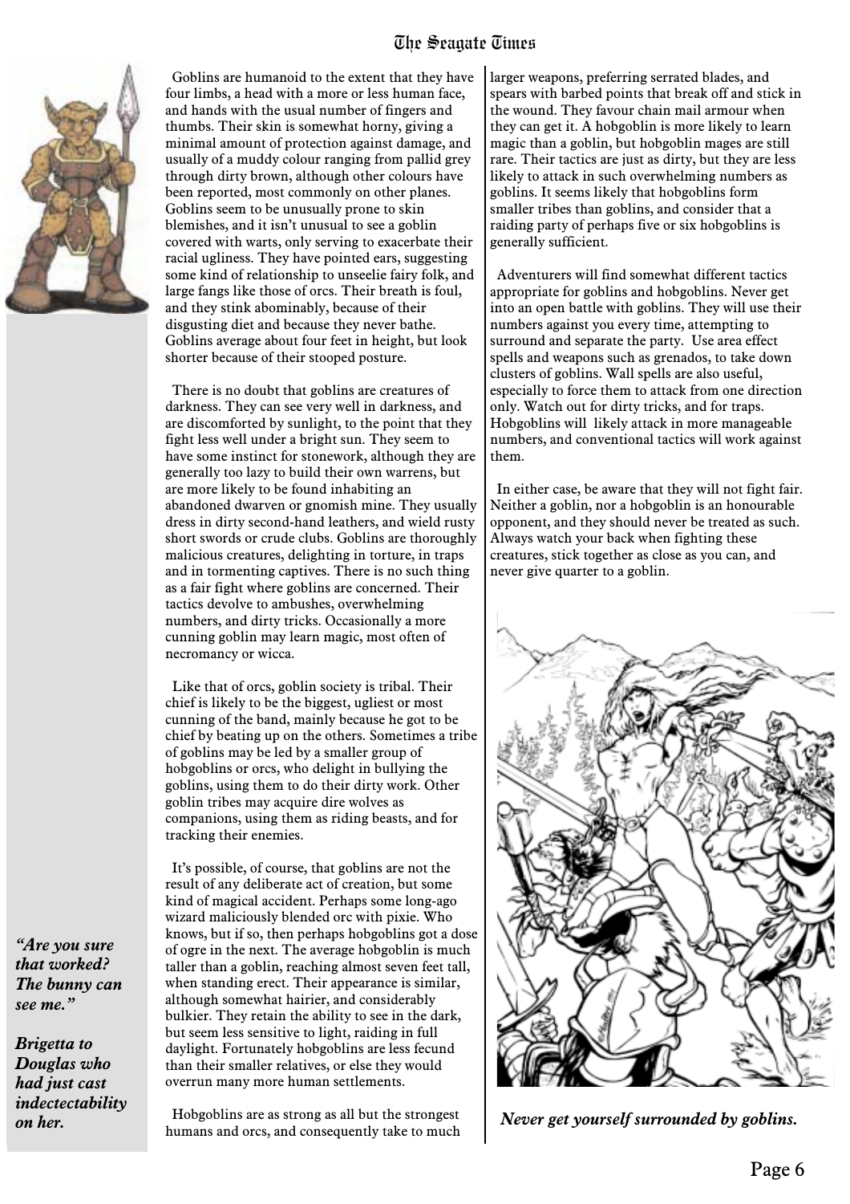Goblins are humanoid to the extent that they have four limbs, a head with a more or less human face, and hands with the usual number of fingers and thumbs. Their skin is somewhat horny, giving a minimal amount of protection against damage, and usually of a muddy colour ranging from pallid grey through dirty brown, although other colours have been reported, most commonly on other planes. Goblins seem to be unusually prone to skin blemishes, and it isn't unusual to see a goblin covered with warts, only serving to exacerbate their racial ugliness. They have pointed ears, suggesting some kind of relationship to unseelie fairy folk, and large fangs like those of orcs. Their breath is foul, and they stink abominably, because of their disgusting diet and because they never bathe. Goblins average about four feet in height, but look shorter because of their stooped posture.

There is no doubt that goblins are creatures of darkness. They can see very well in darkness, and are discomforted by sunlight, to the point that they fight less well under a bright sun. They seem to have some instinct for stonework, although they are generally too lazy to build their own warrens, but are more likely to be found inhabiting an abandoned dwarven or gnomish mine. They usually dress in dirty second-hand leathers, and wield rusty short swords or crude clubs. Goblins are thoroughly malicious creatures, delighting in torture, in traps and in tormenting captives. There is no such thing as a fair fight where goblins are concerned. Their tactics devolve to ambushes, overwhelming numbers, and dirty tricks. Occasionally a more cunning goblin may learn magic, most often of necromancy or wicca.

Like that of orcs, goblin society is tribal. Their chief is likely to be the biggest, ugliest or most cunning of the band, mainly because he got to be chief by beating up on the others. Sometimes a tribe of goblins may be led by a smaller group of hobgoblins or orcs, who delight in bullying the goblins, using them to do their dirty work. Other goblin tribes may acquire dire wolves as companions, using them as riding beasts, and for tracking their enemies.

It's possible, of course, that goblins are not the result of any deliberate act of creation, but some kind of magical accident. Perhaps some long-ago wizard maliciously blended orc with pixie. Who knows, but if so, then perhaps hobgoblins got a dose of ogre in the next. The average hobgoblin is much taller than a goblin, reaching almost seven feet tall, when standing erect. Their appearance is similar, although somewhat hairier, and considerably bulkier. They retain the ability to see in the dark, but seem less sensitive to light, raiding in full daylight. Fortunately hobgoblins are less fecund than their smaller relatives, or else they would overrun many more human settlements.

Hobgoblins are as strong as all but the strongest humans and orcs, and consequently take to much larger weapons, preferring serrated blades, and spears with barbed points that break off and stick in the wound. They favour chain mail armour when they can get it. A hobgoblin is more likely to learn magic than a goblin, but hobgoblin mages are still rare. Their tactics are just as dirty, but they are less likely to attack in such overwhelming numbers as goblins. It seems likely that hobgoblins form smaller tribes than goblins, and consider that a raiding party of perhaps five or six hobgoblins is generally sufficient.

Adventurers will find somewhat different tactics appropriate for goblins and hobgoblins. Never get into an open battle with goblins. They will use their numbers against you every time, attempting to surround and separate the party. Use area effect spells and weapons such as grenados, to take down clusters of goblins. Wall spells are also useful, especially to force them to attack from one direction only. Watch out for dirty tricks, and for traps. Hobgoblins will likely attack in more manageable numbers, and conventional tactics will work against them.

In either case, be aware that they will not fight fair. Neither a goblin, nor a hobgoblin is an honourable opponent, and they should never be treated as such. Always watch your back when fighting these creatures, stick together as close as you can, and never give quarter to a goblin.

***Never get yourself surrounded by goblins.***

***"Are you sure that worked? The bunny can see me."***

***Brigetta to Douglas who had just cast indectectability on her.***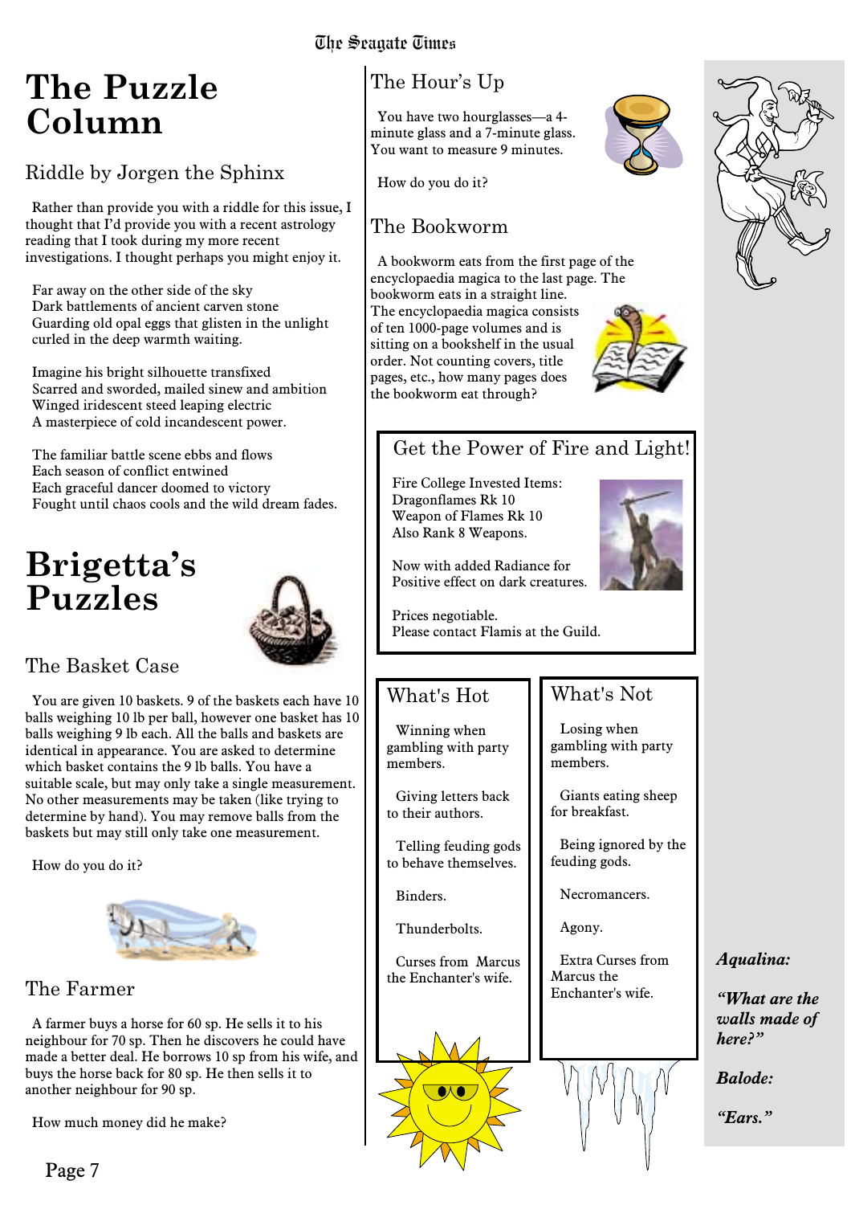# The Puzzle Column

## Riddle by Jorgen the Sphinx

Rather than provide you with a riddle for this issue, I thought that I'd provide you with a recent astrology reading that I took during my more recent investigations. I thought perhaps you might enjoy it.

Far away on the other side of the sky
Dark battlements of ancient carven stone
Guarding old opal eggs that glisten in the unlight
curled in the deep warmth waiting.

Imagine his bright silhouette transfixed
Scarred and sworded, mailed sinew and ambition
Winged iridescent steed leaping electric
A masterpiece of cold incandescent power.

The familiar battle scene ebbs and flows
Each season of conflict entwined
Each graceful dancer doomed to victory
Fought until chaos cools and the wild dream fades.

# Brigetta's Puzzles

## The Basket Case

You are given 10 baskets. 9 of the baskets each have 10 balls weighing 10 lb per ball, however one basket has 10 balls weighing 9 lb each. All the balls and baskets are identical in appearance. You are asked to determine which basket contains the 9 lb balls. You have a suitable scale, but may only take a single measurement. No other measurements may be taken (like trying to determine by hand). You may remove balls from the baskets but may still only take one measurement.

How do you do it?

## The Farmer

A farmer buys a horse for 60 sp. He sells it to his neighbour for 70 sp. Then he discovers he could have made a better deal. He borrows 10 sp from his wife, and buys the horse back for 80 sp. He then sells it to another neighbour for 90 sp.

How much money did he make?

## The Hour's Up

You have two hourglasses—a 4-minute glass and a 7-minute glass. You want to measure 9 minutes.

How do you do it?

## The Bookworm

A bookworm eats from the first page of the encyclopaedia magica to the last page. The bookworm eats in a straight line. The encyclopaedia magica consists of ten 1000-page volumes and is sitting on a bookshelf in the usual order. Not counting covers, title pages, etc., how many pages does the bookworm eat through?

## Get the Power of Fire and Light!

Fire College Invested Items:
Dragonflames Rk 10
Weapon of Flames Rk 10
Also Rank 8 Weapons.

Now with added Radiance for Positive effect on dark creatures.

Prices negotiable.
Please contact Flamis at the Guild.

## What's Hot

Winning when gambling with party members.

Giving letters back to their authors.

Telling feuding gods to behave themselves.

Binders.

Thunderbolts.

Curses from Marcus the Enchanter's wife.

## What's Not

Losing when gambling with party members.

Giants eating sheep for breakfast.

Being ignored by the feuding gods.

Necromancers.

Agony.

Extra Curses from Marcus the Enchanter's wife.

***Aqualina:***

***"What are the walls made of here?"***

***Balode:***

***"Ears."***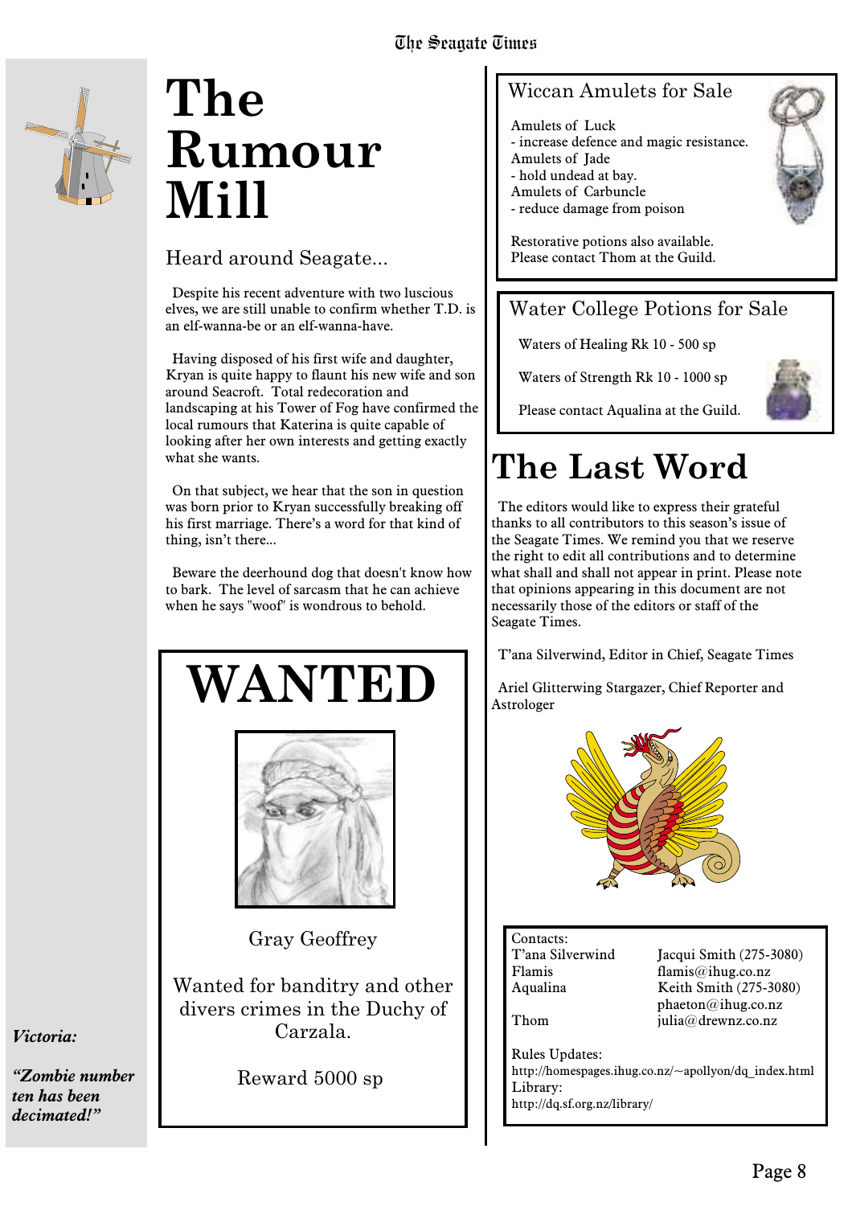# The Rumour Mill

## Heard around Seagate...

Despite his recent adventure with two luscious elves, we are still unable to confirm whether T.D. is an elf-wanna-be or an elf-wanna-have.

Having disposed of his first wife and daughter, Kryan is quite happy to flaunt his new wife and son around Seacroft. Total redecoration and landscaping at his Tower of Fog have confirmed the local rumours that Katerina is quite capable of looking after her own interests and getting exactly what she wants.

On that subject, we hear that the son in question was born prior to Kryan successfully breaking off his first marriage. There's a word for that kind of thing, isn't there...

Beware the deerhound dog that doesn't know how to bark. The level of sarcasm that he can achieve when he says "woof" is wondrous to behold.

# WANTED

Gray Geoffrey

Wanted for banditry and other divers crimes in the Duchy of Carzala.

Reward 5000 sp

*Victoria:*

***"Zombie number ten has been decimated!"***

## Wiccan Amulets for Sale

Amulets of Luck
- increase defence and magic resistance.

Amulets of Jade
- hold undead at bay.

Amulets of Carbuncle
- reduce damage from poison

Restorative potions also available.
Please contact Thom at the Guild.

## Water College Potions for Sale

Waters of Healing Rk 10 - 500 sp

Waters of Strength Rk 10 - 1000 sp

Please contact Aqualina at the Guild.

# The Last Word

The editors would like to express their grateful thanks to all contributors to this season's issue of the Seagate Times. We remind you that we reserve the right to edit all contributions and to determine what shall and shall not appear in print. Please note that opinions appearing in this document are not necessarily those of the editors or staff of the Seagate Times.

T'ana Silverwind, Editor in Chief, Seagate Times

Ariel Glitterwing Stargazer, Chief Reporter and Astrologer

Contacts:

| | |
|---|---|
| T'ana Silverwind | Jacqui Smith (275-3080) |
| Flamis | flamis@ihug.co.nz |
| Aqualina | Keith Smith (275-3080) |
| | phaeton@ihug.co.nz |
| Thom | julia@drewnz.co.nz |

Rules Updates:
http://homespages.ihug.co.nz/~apollyon/dq_index.html

Library:
http://dq.sf.org.nz/library/